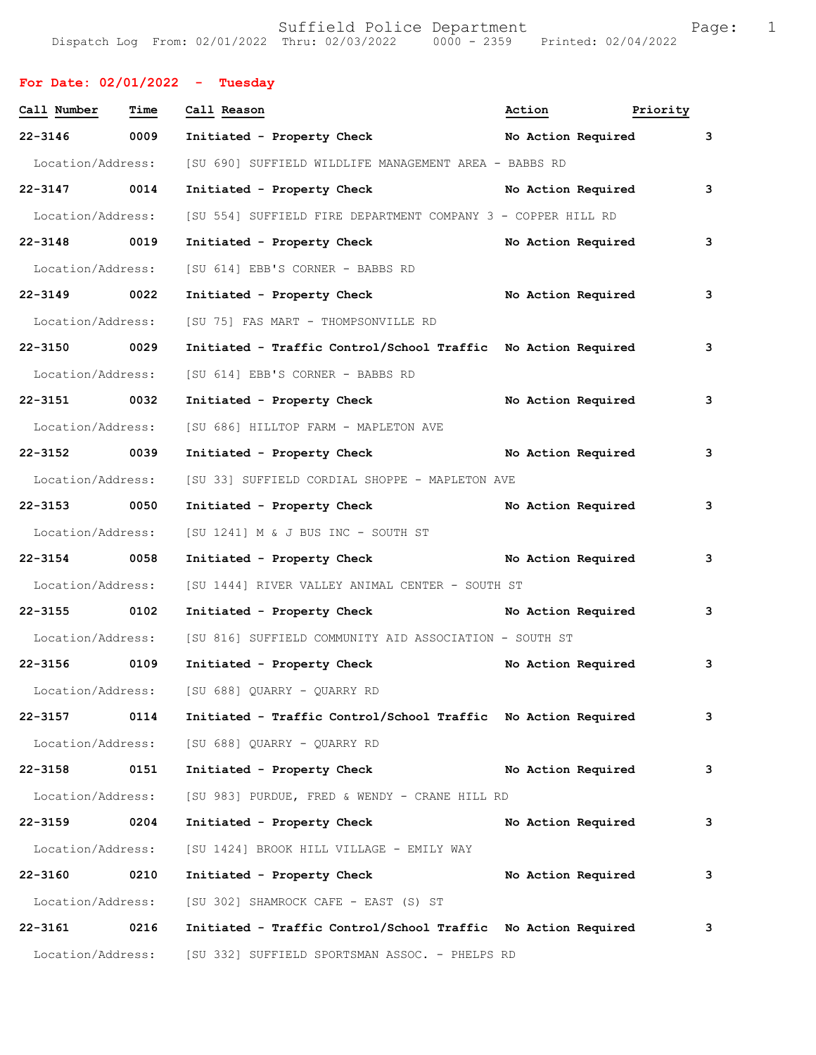Suffield Police Department

Dispatch Log From: 02/01/2022 Thru: 02/03/2022 0000 - 2359 Printed: 02/04/2022

## For Date: 02/01/2022 - Tuesday

| Call Number | Time | Call Reason | Action | Priority |
|---|---|---|---|---|
| **22-3146** | **0009** | **Initiated - Property Check** | **No Action Required** | **3** |
| Location/Address: | | [SU 690] SUFFIELD WILDLIFE MANAGEMENT AREA - BABBS RD | | |
| **22-3147** | **0014** | **Initiated - Property Check** | **No Action Required** | **3** |
| Location/Address: | | [SU 554] SUFFIELD FIRE DEPARTMENT COMPANY 3 - COPPER HILL RD | | |
| **22-3148** | **0019** | **Initiated - Property Check** | **No Action Required** | **3** |
| Location/Address: | | [SU 614] EBB'S CORNER - BABBS RD | | |
| **22-3149** | **0022** | **Initiated - Property Check** | **No Action Required** | **3** |
| Location/Address: | | [SU 75] FAS MART - THOMPSONVILLE RD | | |
| **22-3150** | **0029** | **Initiated - Traffic Control/School Traffic** | **No Action Required** | **3** |
| Location/Address: | | [SU 614] EBB'S CORNER - BABBS RD | | |
| **22-3151** | **0032** | **Initiated - Property Check** | **No Action Required** | **3** |
| Location/Address: | | [SU 686] HILLTOP FARM - MAPLETON AVE | | |
| **22-3152** | **0039** | **Initiated - Property Check** | **No Action Required** | **3** |
| Location/Address: | | [SU 33] SUFFIELD CORDIAL SHOPPE - MAPLETON AVE | | |
| **22-3153** | **0050** | **Initiated - Property Check** | **No Action Required** | **3** |
| Location/Address: | | [SU 1241] M & J BUS INC - SOUTH ST | | |
| **22-3154** | **0058** | **Initiated - Property Check** | **No Action Required** | **3** |
| Location/Address: | | [SU 1444] RIVER VALLEY ANIMAL CENTER - SOUTH ST | | |
| **22-3155** | **0102** | **Initiated - Property Check** | **No Action Required** | **3** |
| Location/Address: | | [SU 816] SUFFIELD COMMUNITY AID ASSOCIATION - SOUTH ST | | |
| **22-3156** | **0109** | **Initiated - Property Check** | **No Action Required** | **3** |
| Location/Address: | | [SU 688] QUARRY - QUARRY RD | | |
| **22-3157** | **0114** | **Initiated - Traffic Control/School Traffic** | **No Action Required** | **3** |
| Location/Address: | | [SU 688] QUARRY - QUARRY RD | | |
| **22-3158** | **0151** | **Initiated - Property Check** | **No Action Required** | **3** |
| Location/Address: | | [SU 983] PURDUE, FRED & WENDY - CRANE HILL RD | | |
| **22-3159** | **0204** | **Initiated - Property Check** | **No Action Required** | **3** |
| Location/Address: | | [SU 1424] BROOK HILL VILLAGE - EMILY WAY | | |
| **22-3160** | **0210** | **Initiated - Property Check** | **No Action Required** | **3** |
| Location/Address: | | [SU 302] SHAMROCK CAFE - EAST (S) ST | | |
| **22-3161** | **0216** | **Initiated - Traffic Control/School Traffic** | **No Action Required** | **3** |
| Location/Address: | | [SU 332] SUFFIELD SPORTSMAN ASSOC. - PHELPS RD | | |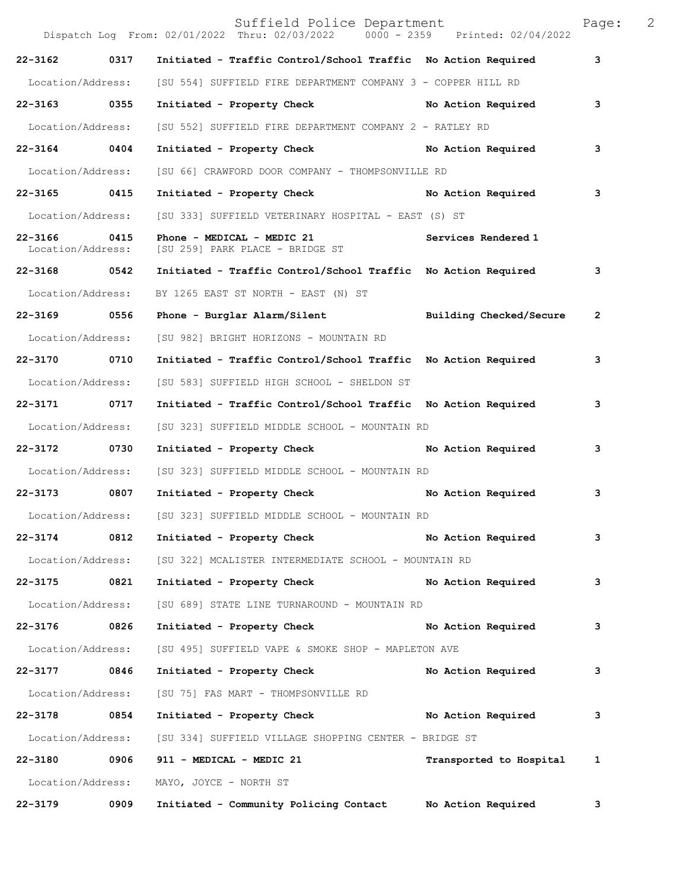| Call No. | Time | Call Reason | Action | Priority |
|---|---|---|---|---|
| 22-3162 | 0317 | Initiated - Traffic Control/School Traffic | No Action Required | 3 |
| Location/Address: | | [SU 554] SUFFIELD FIRE DEPARTMENT COMPANY 3 - COPPER HILL RD | | |
| 22-3163 | 0355 | Initiated - Property Check | No Action Required | 3 |
| Location/Address: | | [SU 552] SUFFIELD FIRE DEPARTMENT COMPANY 2 - RATLEY RD | | |
| 22-3164 | 0404 | Initiated - Property Check | No Action Required | 3 |
| Location/Address: | | [SU 66] CRAWFORD DOOR COMPANY - THOMPSONVILLE RD | | |
| 22-3165 | 0415 | Initiated - Property Check | No Action Required | 3 |
| Location/Address: | | [SU 333] SUFFIELD VETERINARY HOSPITAL - EAST (S) ST | | |
| 22-3166 | 0415 | Phone - MEDICAL - MEDIC 21 | Services Rendered | 1 |
| Location/Address: | | [SU 259] PARK PLACE - BRIDGE ST | | |
| 22-3168 | 0542 | Initiated - Traffic Control/School Traffic | No Action Required | 3 |
| Location/Address: | | BY 1265 EAST ST NORTH - EAST (N) ST | | |
| 22-3169 | 0556 | Phone - Burglar Alarm/Silent | Building Checked/Secure | 2 |
| Location/Address: | | [SU 982] BRIGHT HORIZONS - MOUNTAIN RD | | |
| 22-3170 | 0710 | Initiated - Traffic Control/School Traffic | No Action Required | 3 |
| Location/Address: | | [SU 583] SUFFIELD HIGH SCHOOL - SHELDON ST | | |
| 22-3171 | 0717 | Initiated - Traffic Control/School Traffic | No Action Required | 3 |
| Location/Address: | | [SU 323] SUFFIELD MIDDLE SCHOOL - MOUNTAIN RD | | |
| 22-3172 | 0730 | Initiated - Property Check | No Action Required | 3 |
| Location/Address: | | [SU 323] SUFFIELD MIDDLE SCHOOL - MOUNTAIN RD | | |
| 22-3173 | 0807 | Initiated - Property Check | No Action Required | 3 |
| Location/Address: | | [SU 323] SUFFIELD MIDDLE SCHOOL - MOUNTAIN RD | | |
| 22-3174 | 0812 | Initiated - Property Check | No Action Required | 3 |
| Location/Address: | | [SU 322] MCALISTER INTERMEDIATE SCHOOL - MOUNTAIN RD | | |
| 22-3175 | 0821 | Initiated - Property Check | No Action Required | 3 |
| Location/Address: | | [SU 689] STATE LINE TURNAROUND - MOUNTAIN RD | | |
| 22-3176 | 0826 | Initiated - Property Check | No Action Required | 3 |
| Location/Address: | | [SU 495] SUFFIELD VAPE & SMOKE SHOP - MAPLETON AVE | | |
| 22-3177 | 0846 | Initiated - Property Check | No Action Required | 3 |
| Location/Address: | | [SU 75] FAS MART - THOMPSONVILLE RD | | |
| 22-3178 | 0854 | Initiated - Property Check | No Action Required | 3 |
| Location/Address: | | [SU 334] SUFFIELD VILLAGE SHOPPING CENTER - BRIDGE ST | | |
| 22-3180 | 0906 | 911 - MEDICAL - MEDIC 21 | Transported to Hospital | 1 |
| Location/Address: | | MAYO, JOYCE - NORTH ST | | |
| 22-3179 | 0909 | Initiated - Community Policing Contact | No Action Required | 3 |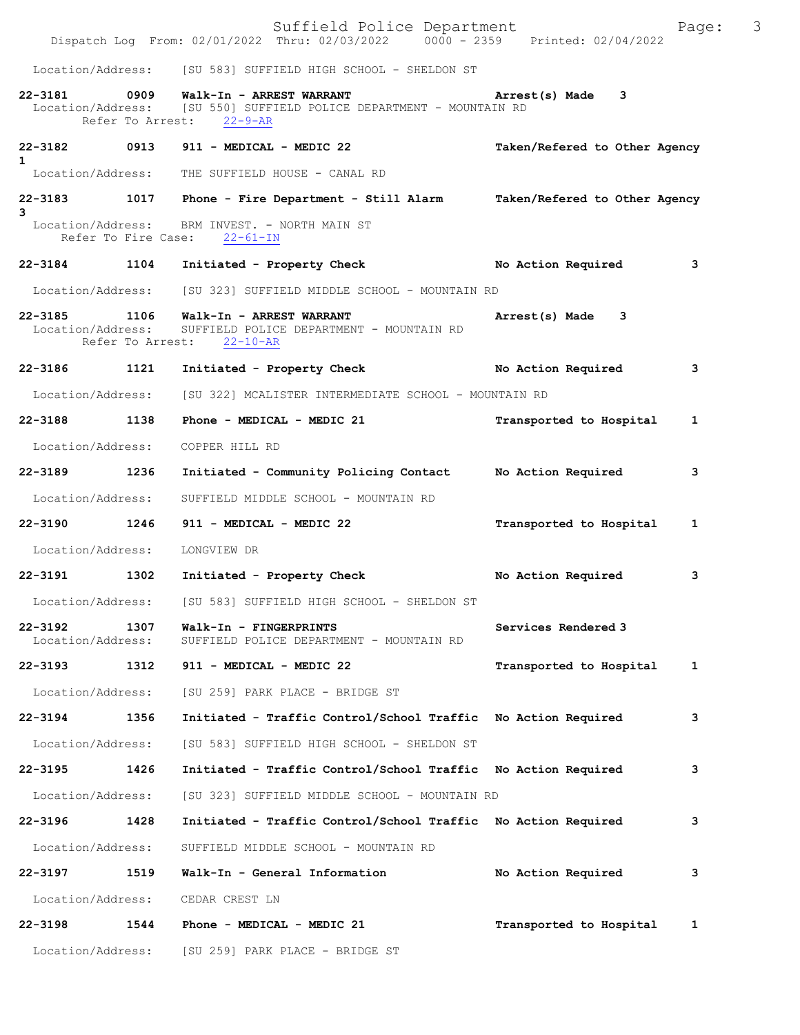Location/Address: [SU 583] SUFFIELD HIGH SCHOOL - SHELDON ST

**22-3181 0909 Walk-In - ARREST WARRANT Arrest(s) Made 3**
Location/Address: [SU 550] SUFFIELD POLICE DEPARTMENT - MOUNTAIN RD
Refer To Arrest: 22-9-AR

**22-3182 0913 911 - MEDICAL - MEDIC 22 Taken/Refered to Other Agency 1**
Location/Address: THE SUFFIELD HOUSE - CANAL RD

**22-3183 1017 Phone - Fire Department - Still Alarm Taken/Refered to Other Agency 3**
Location/Address: BRM INVEST. - NORTH MAIN ST
Refer To Fire Case: 22-61-IN

**22-3184 1104 Initiated - Property Check No Action Required 3**
Location/Address: [SU 323] SUFFIELD MIDDLE SCHOOL - MOUNTAIN RD

**22-3185 1106 Walk-In - ARREST WARRANT Arrest(s) Made 3**
Location/Address: SUFFIELD POLICE DEPARTMENT - MOUNTAIN RD
Refer To Arrest: 22-10-AR

**22-3186 1121 Initiated - Property Check No Action Required 3**
Location/Address: [SU 322] MCALISTER INTERMEDIATE SCHOOL - MOUNTAIN RD

**22-3188 1138 Phone - MEDICAL - MEDIC 21 Transported to Hospital 1**
Location/Address: COPPER HILL RD

**22-3189 1236 Initiated - Community Policing Contact No Action Required 3**
Location/Address: SUFFIELD MIDDLE SCHOOL - MOUNTAIN RD

**22-3190 1246 911 - MEDICAL - MEDIC 22 Transported to Hospital 1**
Location/Address: LONGVIEW DR

**22-3191 1302 Initiated - Property Check No Action Required 3**
Location/Address: [SU 583] SUFFIELD HIGH SCHOOL - SHELDON ST

**22-3192 1307 Walk-In - FINGERPRINTS Services Rendered 3**
Location/Address: SUFFIELD POLICE DEPARTMENT - MOUNTAIN RD

**22-3193 1312 911 - MEDICAL - MEDIC 22 Transported to Hospital 1**
Location/Address: [SU 259] PARK PLACE - BRIDGE ST

**22-3194 1356 Initiated - Traffic Control/School Traffic No Action Required 3**
Location/Address: [SU 583] SUFFIELD HIGH SCHOOL - SHELDON ST

**22-3195 1426 Initiated - Traffic Control/School Traffic No Action Required 3**
Location/Address: [SU 323] SUFFIELD MIDDLE SCHOOL - MOUNTAIN RD

**22-3196 1428 Initiated - Traffic Control/School Traffic No Action Required 3**
Location/Address: SUFFIELD MIDDLE SCHOOL - MOUNTAIN RD

**22-3197 1519 Walk-In - General Information No Action Required 3**
Location/Address: CEDAR CREST LN

**22-3198 1544 Phone - MEDICAL - MEDIC 21 Transported to Hospital 1**
Location/Address: [SU 259] PARK PLACE - BRIDGE ST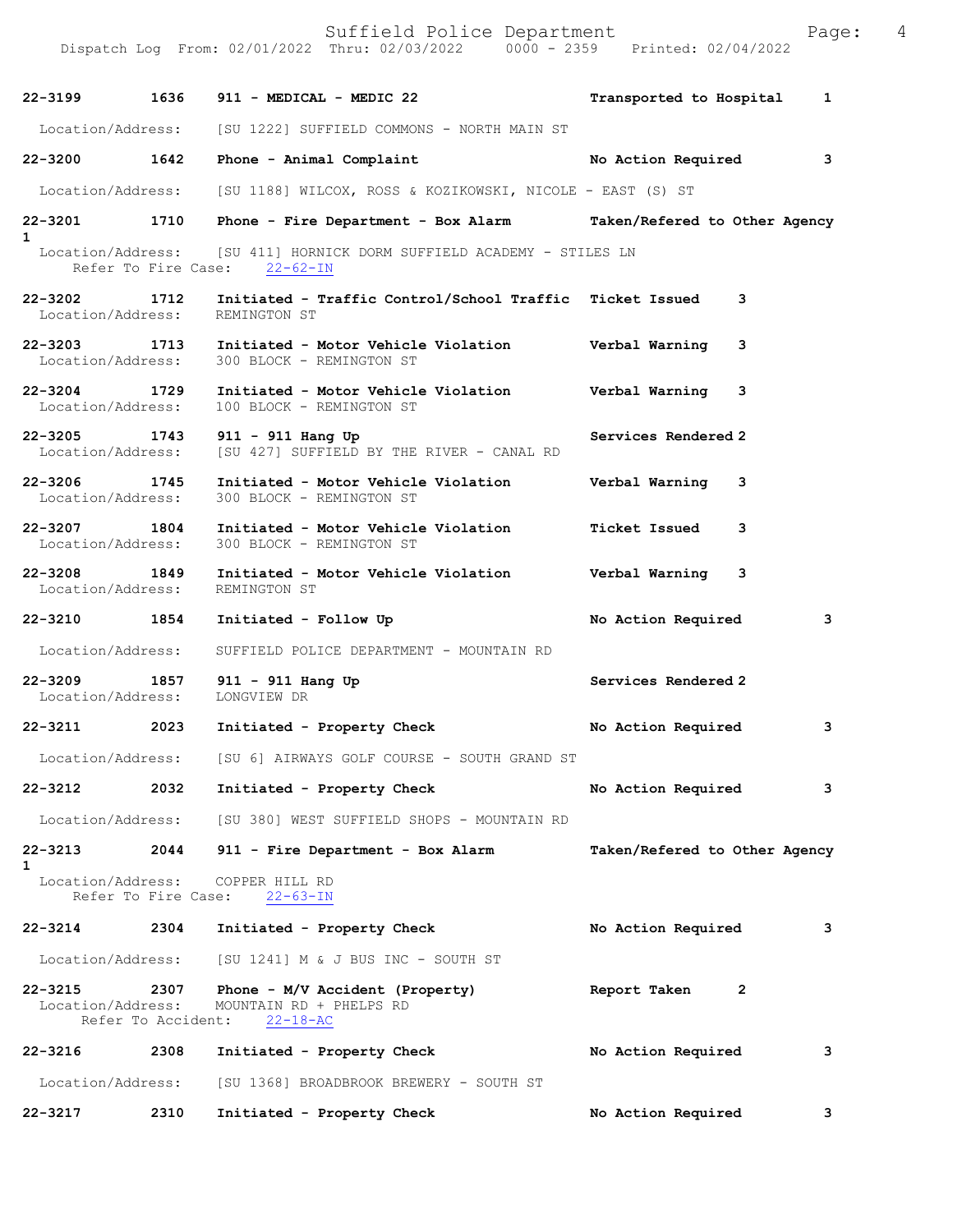Dispatch Log From: 02/01/2022 Thru: 02/03/2022 0000 - 2359 Printed: 02/04/2022

**22-3199** 1636 **911 - MEDICAL - MEDIC 22** **Transported to Hospital** **1**
Location/Address: [SU 1222] SUFFIELD COMMONS - NORTH MAIN ST

**22-3200** 1642 **Phone - Animal Complaint** **No Action Required** **3**
Location/Address: [SU 1188] WILCOX, ROSS & KOZIKOWSKI, NICOLE - EAST (S) ST

**22-3201** 1710 **Phone - Fire Department - Box Alarm** **Taken/Refered to Other Agency** **1**
Location/Address: [SU 411] HORNICK DORM SUFFIELD ACADEMY - STILES LN
Refer To Fire Case: 22-62-IN

**22-3202** 1712 **Initiated - Traffic Control/School Traffic** **Ticket Issued** **3**
Location/Address: REMINGTON ST

**22-3203** 1713 **Initiated - Motor Vehicle Violation** **Verbal Warning** **3**
Location/Address: 300 BLOCK - REMINGTON ST

**22-3204** 1729 **Initiated - Motor Vehicle Violation** **Verbal Warning** **3**
Location/Address: 100 BLOCK - REMINGTON ST

**22-3205** 1743 **911 - 911 Hang Up** **Services Rendered** **2**
Location/Address: [SU 427] SUFFIELD BY THE RIVER - CANAL RD

**22-3206** 1745 **Initiated - Motor Vehicle Violation** **Verbal Warning** **3**
Location/Address: 300 BLOCK - REMINGTON ST

**22-3207** 1804 **Initiated - Motor Vehicle Violation** **Ticket Issued** **3**
Location/Address: 300 BLOCK - REMINGTON ST

**22-3208** 1849 **Initiated - Motor Vehicle Violation** **Verbal Warning** **3**
Location/Address: REMINGTON ST

**22-3210** 1854 **Initiated - Follow Up** **No Action Required** **3**
Location/Address: SUFFIELD POLICE DEPARTMENT - MOUNTAIN RD

**22-3209** 1857 **911 - 911 Hang Up** **Services Rendered** **2**
Location/Address: LONGVIEW DR

**22-3211** 2023 **Initiated - Property Check** **No Action Required** **3**
Location/Address: [SU 6] AIRWAYS GOLF COURSE - SOUTH GRAND ST

**22-3212** 2032 **Initiated - Property Check** **No Action Required** **3**
Location/Address: [SU 380] WEST SUFFIELD SHOPS - MOUNTAIN RD

**22-3213** 2044 **911 - Fire Department - Box Alarm** **Taken/Refered to Other Agency** **1**
Location/Address: COPPER HILL RD
Refer To Fire Case: 22-63-IN

**22-3214** 2304 **Initiated - Property Check** **No Action Required** **3**
Location/Address: [SU 1241] M & J BUS INC - SOUTH ST

**22-3215** 2307 **Phone - M/V Accident (Property)** **Report Taken** **2**
Location/Address: MOUNTAIN RD + PHELPS RD
Refer To Accident: 22-18-AC

**22-3216** 2308 **Initiated - Property Check** **No Action Required** **3**
Location/Address: [SU 1368] BROADBROOK BREWERY - SOUTH ST

**22-3217** 2310 **Initiated - Property Check** **No Action Required** **3**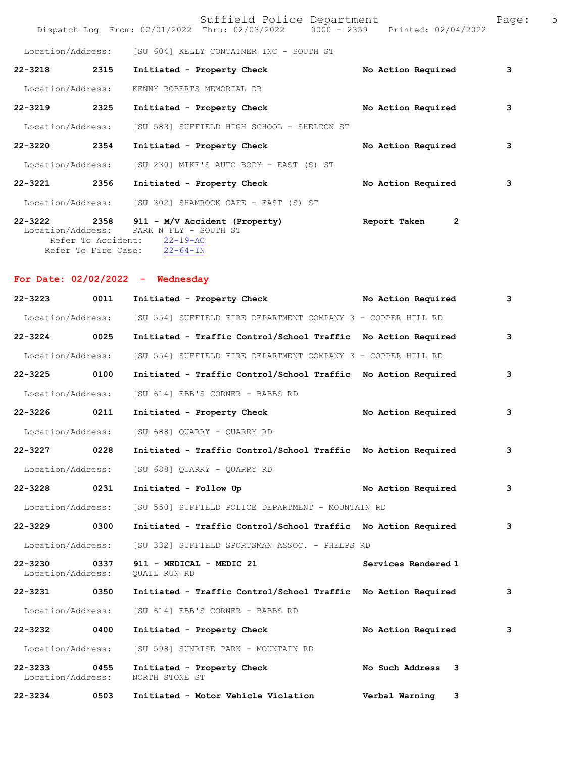Location/Address: [SU 604] KELLY CONTAINER INC - SOUTH ST

**22-3218 2315 Initiated - Property Check No Action Required 3**

Location/Address: KENNY ROBERTS MEMORIAL DR

**22-3219 2325 Initiated - Property Check No Action Required 3**

Location/Address: [SU 583] SUFFIELD HIGH SCHOOL - SHELDON ST

**22-3220 2354 Initiated - Property Check No Action Required 3**

Location/Address: [SU 230] MIKE'S AUTO BODY - EAST (S) ST

**22-3221 2356 Initiated - Property Check No Action Required 3**

Location/Address: [SU 302] SHAMROCK CAFE - EAST (S) ST

**22-3222 2358 911 - M/V Accident (Property) Report Taken 2**

Location/Address: PARK N FLY - SOUTH ST
Refer To Accident: 22-19-AC
Refer To Fire Case: 22-64-IN

## For Date: 02/02/2022 - Wednesday

**22-3223 0011 Initiated - Property Check No Action Required 3**

Location/Address: [SU 554] SUFFIELD FIRE DEPARTMENT COMPANY 3 - COPPER HILL RD

**22-3224 0025 Initiated - Traffic Control/School Traffic No Action Required 3**

Location/Address: [SU 554] SUFFIELD FIRE DEPARTMENT COMPANY 3 - COPPER HILL RD

**22-3225 0100 Initiated - Traffic Control/School Traffic No Action Required 3**

Location/Address: [SU 614] EBB'S CORNER - BABBS RD

**22-3226 0211 Initiated - Property Check No Action Required 3**

Location/Address: [SU 688] QUARRY - QUARRY RD

**22-3227 0228 Initiated - Traffic Control/School Traffic No Action Required 3**

Location/Address: [SU 688] QUARRY - QUARRY RD

**22-3228 0231 Initiated - Follow Up No Action Required 3**

Location/Address: [SU 550] SUFFIELD POLICE DEPARTMENT - MOUNTAIN RD

**22-3229 0300 Initiated - Traffic Control/School Traffic No Action Required 3**

Location/Address: [SU 332] SUFFIELD SPORTSMAN ASSOC. - PHELPS RD

**22-3230 0337 911 - MEDICAL - MEDIC 21 Services Rendered 1**

Location/Address: QUAIL RUN RD

**22-3231 0350 Initiated - Traffic Control/School Traffic No Action Required 3**

Location/Address: [SU 614] EBB'S CORNER - BABBS RD

**22-3232 0400 Initiated - Property Check No Action Required 3**

Location/Address: [SU 598] SUNRISE PARK - MOUNTAIN RD

**22-3233 0455 Initiated - Property Check No Such Address 3**

Location/Address: NORTH STONE ST

**22-3234 0503 Initiated - Motor Vehicle Violation Verbal Warning 3**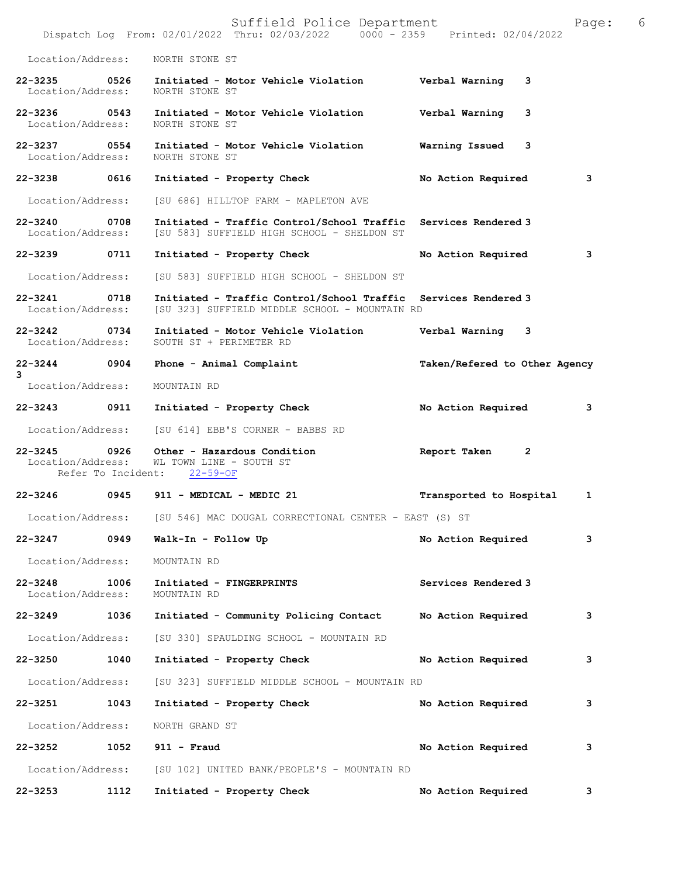Location/Address: NORTH STONE ST

**22-3235 0526 Initiated - Motor Vehicle Violation** Verbal Warning 3
Location/Address: NORTH STONE ST

**22-3236 0543 Initiated - Motor Vehicle Violation** Verbal Warning 3
Location/Address: NORTH STONE ST

**22-3237 0554 Initiated - Motor Vehicle Violation** Warning Issued 3
Location/Address: NORTH STONE ST

**22-3238 0616 Initiated - Property Check** No Action Required 3
Location/Address: [SU 686] HILLTOP FARM - MAPLETON AVE

**22-3240 0708 Initiated - Traffic Control/School Traffic** Services Rendered 3
Location/Address: [SU 583] SUFFIELD HIGH SCHOOL - SHELDON ST

**22-3239 0711 Initiated - Property Check** No Action Required 3
Location/Address: [SU 583] SUFFIELD HIGH SCHOOL - SHELDON ST

**22-3241 0718 Initiated - Traffic Control/School Traffic** Services Rendered 3
Location/Address: [SU 323] SUFFIELD MIDDLE SCHOOL - MOUNTAIN RD

**22-3242 0734 Initiated - Motor Vehicle Violation** Verbal Warning 3
Location/Address: SOUTH ST + PERIMETER RD

**22-3244 0904 Phone - Animal Complaint** Taken/Refered to Other Agency 3
Location/Address: MOUNTAIN RD

**22-3243 0911 Initiated - Property Check** No Action Required 3
Location/Address: [SU 614] EBB'S CORNER - BABBS RD

**22-3245 0926 Other - Hazardous Condition** Report Taken 2
Location/Address: WL TOWN LINE - SOUTH ST
Refer To Incident: 22-59-OF

**22-3246 0945 911 - MEDICAL - MEDIC 21** Transported to Hospital 1
Location/Address: [SU 546] MAC DOUGAL CORRECTIONAL CENTER - EAST (S) ST

**22-3247 0949 Walk-In - Follow Up** No Action Required 3
Location/Address: MOUNTAIN RD

**22-3248 1006 Initiated - FINGERPRINTS** Services Rendered 3
Location/Address: MOUNTAIN RD

**22-3249 1036 Initiated - Community Policing Contact** No Action Required 3
Location/Address: [SU 330] SPAULDING SCHOOL - MOUNTAIN RD

**22-3250 1040 Initiated - Property Check** No Action Required 3
Location/Address: [SU 323] SUFFIELD MIDDLE SCHOOL - MOUNTAIN RD

**22-3251 1043 Initiated - Property Check** No Action Required 3
Location/Address: NORTH GRAND ST

**22-3252 1052 911 - Fraud** No Action Required 3
Location/Address: [SU 102] UNITED BANK/PEOPLE'S - MOUNTAIN RD

**22-3253 1112 Initiated - Property Check** No Action Required 3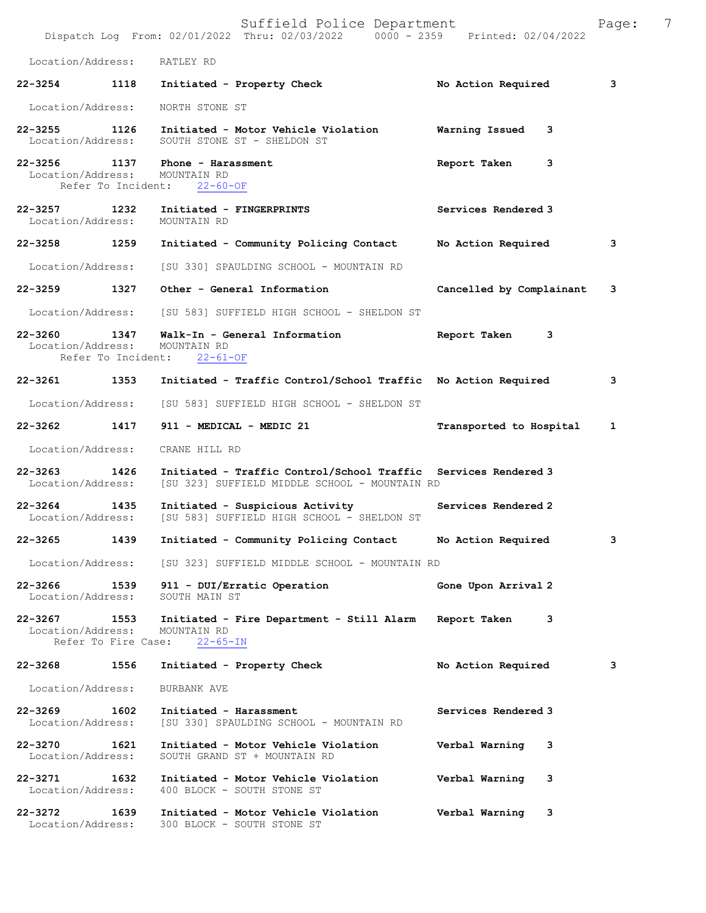Location/Address: RATLEY RD

**22-3254 1118 Initiated - Property Check** — **No Action Required** — **3**
Location/Address: NORTH STONE ST

**22-3255 1126 Initiated - Motor Vehicle Violation** — **Warning Issued 3**
Location/Address: SOUTH STONE ST - SHELDON ST

**22-3256 1137 Phone - Harassment** — **Report Taken 3**
Location/Address: MOUNTAIN RD
Refer To Incident: 22-60-OF

**22-3257 1232 Initiated - FINGERPRINTS** — **Services Rendered 3**
Location/Address: MOUNTAIN RD

**22-3258 1259 Initiated - Community Policing Contact** — **No Action Required** — **3**
Location/Address: [SU 330] SPAULDING SCHOOL - MOUNTAIN RD

**22-3259 1327 Other - General Information** — **Cancelled by Complainant** — **3**
Location/Address: [SU 583] SUFFIELD HIGH SCHOOL - SHELDON ST

**22-3260 1347 Walk-In - General Information** — **Report Taken 3**
Location/Address: MOUNTAIN RD
Refer To Incident: 22-61-OF

**22-3261 1353 Initiated - Traffic Control/School Traffic** — **No Action Required** — **3**
Location/Address: [SU 583] SUFFIELD HIGH SCHOOL - SHELDON ST

**22-3262 1417 911 - MEDICAL - MEDIC 21** — **Transported to Hospital** — **1**
Location/Address: CRANE HILL RD

**22-3263 1426 Initiated - Traffic Control/School Traffic** — **Services Rendered 3**
Location/Address: [SU 323] SUFFIELD MIDDLE SCHOOL - MOUNTAIN RD

**22-3264 1435 Initiated - Suspicious Activity** — **Services Rendered 2**
Location/Address: [SU 583] SUFFIELD HIGH SCHOOL - SHELDON ST

**22-3265 1439 Initiated - Community Policing Contact** — **No Action Required** — **3**
Location/Address: [SU 323] SUFFIELD MIDDLE SCHOOL - MOUNTAIN RD

**22-3266 1539 911 - DUI/Erratic Operation** — **Gone Upon Arrival 2**
Location/Address: SOUTH MAIN ST

**22-3267 1553 Initiated - Fire Department - Still Alarm** — **Report Taken 3**
Location/Address: MOUNTAIN RD
Refer To Fire Case: 22-65-IN

**22-3268 1556 Initiated - Property Check** — **No Action Required** — **3**
Location/Address: BURBANK AVE

**22-3269 1602 Initiated - Harassment** — **Services Rendered 3**
Location/Address: [SU 330] SPAULDING SCHOOL - MOUNTAIN RD

**22-3270 1621 Initiated - Motor Vehicle Violation** — **Verbal Warning 3**
Location/Address: SOUTH GRAND ST + MOUNTAIN RD

**22-3271 1632 Initiated - Motor Vehicle Violation** — **Verbal Warning 3**
Location/Address: 400 BLOCK - SOUTH STONE ST

**22-3272 1639 Initiated - Motor Vehicle Violation** — **Verbal Warning 3**
Location/Address: 300 BLOCK - SOUTH STONE ST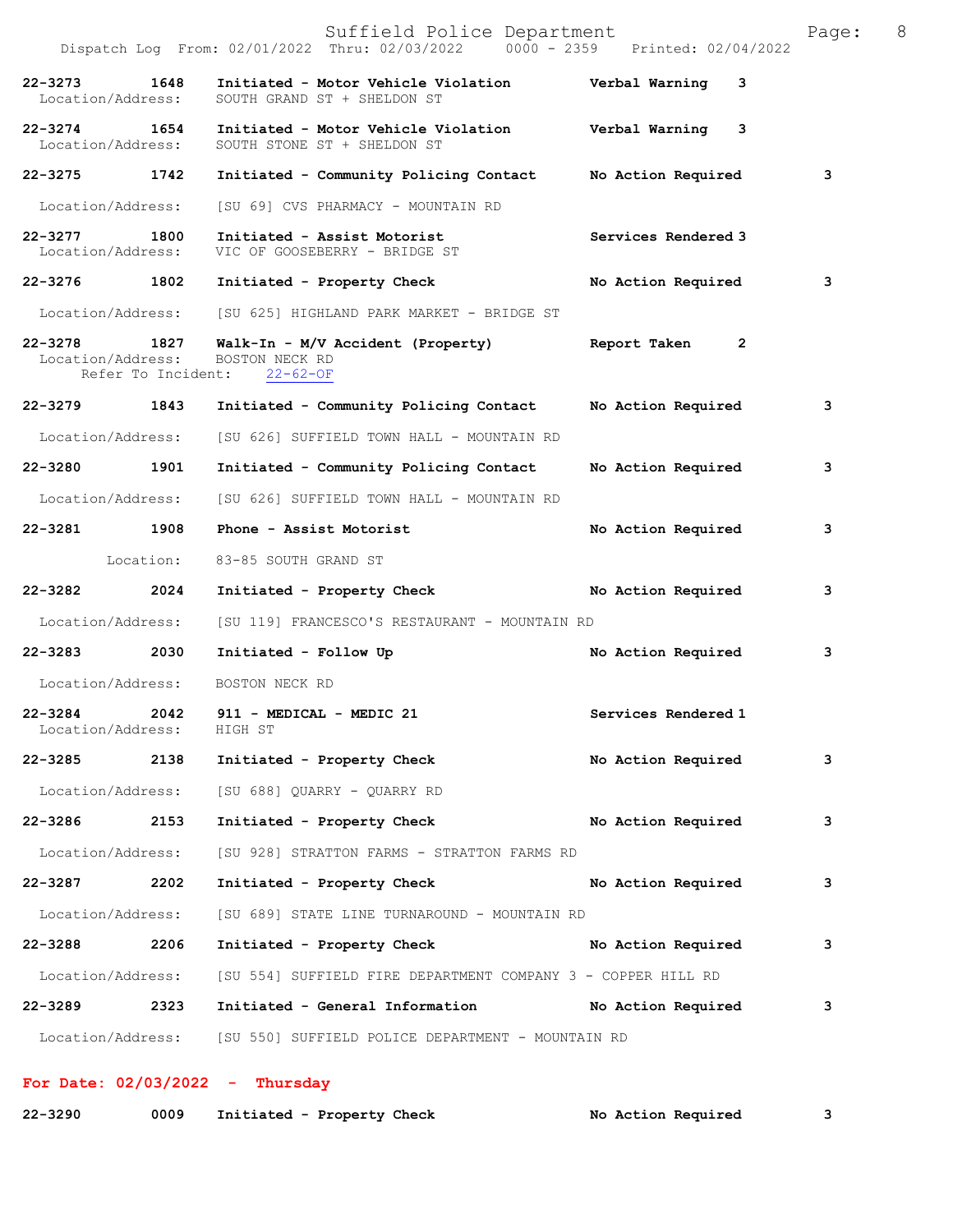22-3273 1648 Initiated - Motor Vehicle Violation Verbal Warning 3
Location/Address: SOUTH GRAND ST + SHELDON ST

22-3274 1654 Initiated - Motor Vehicle Violation Verbal Warning 3
Location/Address: SOUTH STONE ST + SHELDON ST

22-3275 1742 Initiated - Community Policing Contact No Action Required 3
Location/Address: [SU 69] CVS PHARMACY - MOUNTAIN RD

22-3277 1800 Initiated - Assist Motorist Services Rendered 3
Location/Address: VIC OF GOOSEBERRY - BRIDGE ST

22-3276 1802 Initiated - Property Check No Action Required 3
Location/Address: [SU 625] HIGHLAND PARK MARKET - BRIDGE ST

22-3278 1827 Walk-In - M/V Accident (Property) Report Taken 2
Location/Address: BOSTON NECK RD
Refer To Incident: 22-62-OF

22-3279 1843 Initiated - Community Policing Contact No Action Required 3
Location/Address: [SU 626] SUFFIELD TOWN HALL - MOUNTAIN RD

22-3280 1901 Initiated - Community Policing Contact No Action Required 3
Location/Address: [SU 626] SUFFIELD TOWN HALL - MOUNTAIN RD

22-3281 1908 Phone - Assist Motorist No Action Required 3
Location: 83-85 SOUTH GRAND ST

22-3282 2024 Initiated - Property Check No Action Required 3
Location/Address: [SU 119] FRANCESCO'S RESTAURANT - MOUNTAIN RD

22-3283 2030 Initiated - Follow Up No Action Required 3
Location/Address: BOSTON NECK RD

22-3284 2042 911 - MEDICAL - MEDIC 21 Services Rendered 1
Location/Address: HIGH ST

22-3285 2138 Initiated - Property Check No Action Required 3
Location/Address: [SU 688] QUARRY - QUARRY RD

22-3286 2153 Initiated - Property Check No Action Required 3
Location/Address: [SU 928] STRATTON FARMS - STRATTON FARMS RD

22-3287 2202 Initiated - Property Check No Action Required 3
Location/Address: [SU 689] STATE LINE TURNAROUND - MOUNTAIN RD

22-3288 2206 Initiated - Property Check No Action Required 3
Location/Address: [SU 554] SUFFIELD FIRE DEPARTMENT COMPANY 3 - COPPER HILL RD

22-3289 2323 Initiated - General Information No Action Required 3
Location/Address: [SU 550] SUFFIELD POLICE DEPARTMENT - MOUNTAIN RD

**For Date: 02/03/2022 - Thursday**

22-3290 0009 Initiated - Property Check No Action Required 3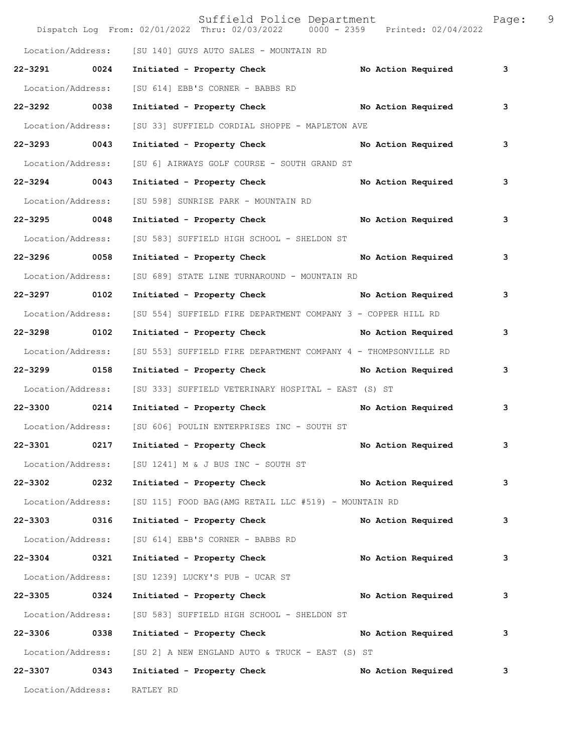Location/Address: [SU 140] GUYS AUTO SALES - MOUNTAIN RD

**22-3291 0024 Initiated - Property Check No Action Required 3**

Location/Address: [SU 614] EBB'S CORNER - BABBS RD

**22-3292 0038 Initiated - Property Check No Action Required 3**

Location/Address: [SU 33] SUFFIELD CORDIAL SHOPPE - MAPLETON AVE

**22-3293 0043 Initiated - Property Check No Action Required 3**

Location/Address: [SU 6] AIRWAYS GOLF COURSE - SOUTH GRAND ST

**22-3294 0043 Initiated - Property Check No Action Required 3**

Location/Address: [SU 598] SUNRISE PARK - MOUNTAIN RD

**22-3295 0048 Initiated - Property Check No Action Required 3**

Location/Address: [SU 583] SUFFIELD HIGH SCHOOL - SHELDON ST

**22-3296 0058 Initiated - Property Check No Action Required 3**

Location/Address: [SU 689] STATE LINE TURNAROUND - MOUNTAIN RD

**22-3297 0102 Initiated - Property Check No Action Required 3**

Location/Address: [SU 554] SUFFIELD FIRE DEPARTMENT COMPANY 3 - COPPER HILL RD

**22-3298 0102 Initiated - Property Check No Action Required 3**

Location/Address: [SU 553] SUFFIELD FIRE DEPARTMENT COMPANY 4 - THOMPSONVILLE RD

**22-3299 0158 Initiated - Property Check No Action Required 3**

Location/Address: [SU 333] SUFFIELD VETERINARY HOSPITAL - EAST (S) ST

**22-3300 0214 Initiated - Property Check No Action Required 3**

Location/Address: [SU 606] POULIN ENTERPRISES INC - SOUTH ST

**22-3301 0217 Initiated - Property Check No Action Required 3**

Location/Address: [SU 1241] M & J BUS INC - SOUTH ST

**22-3302 0232 Initiated - Property Check No Action Required 3**

Location/Address: [SU 115] FOOD BAG(AMG RETAIL LLC #519) - MOUNTAIN RD

**22-3303 0316 Initiated - Property Check No Action Required 3**

Location/Address: [SU 614] EBB'S CORNER - BABBS RD

**22-3304 0321 Initiated - Property Check No Action Required 3**

Location/Address: [SU 1239] LUCKY'S PUB - UCAR ST

**22-3305 0324 Initiated - Property Check No Action Required 3**

Location/Address: [SU 583] SUFFIELD HIGH SCHOOL - SHELDON ST

**22-3306 0338 Initiated - Property Check No Action Required 3**

Location/Address: [SU 2] A NEW ENGLAND AUTO & TRUCK - EAST (S) ST

**22-3307 0343 Initiated - Property Check No Action Required 3**

Location/Address: RATLEY RD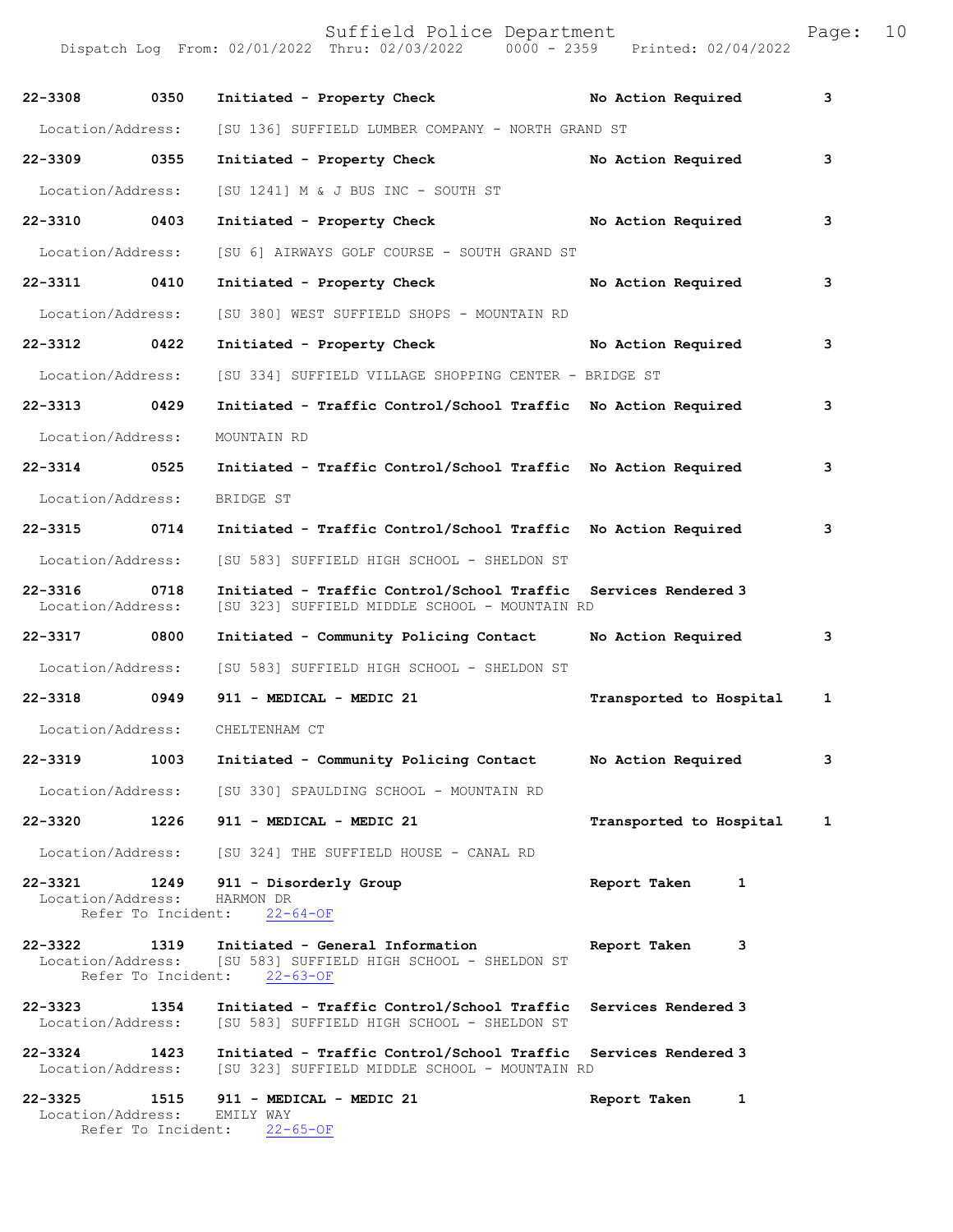| Call # | Time | Call Reason / Action | Disposition | Priority |
|---|---|---|---|---|
| 22-3308 | 0350 | Initiated - Property Check | No Action Required | 3 |
| Location/Address: | | [SU 136] SUFFIELD LUMBER COMPANY - NORTH GRAND ST | | |
| 22-3309 | 0355 | Initiated - Property Check | No Action Required | 3 |
| Location/Address: | | [SU 1241] M & J BUS INC - SOUTH ST | | |
| 22-3310 | 0403 | Initiated - Property Check | No Action Required | 3 |
| Location/Address: | | [SU 6] AIRWAYS GOLF COURSE - SOUTH GRAND ST | | |
| 22-3311 | 0410 | Initiated - Property Check | No Action Required | 3 |
| Location/Address: | | [SU 380] WEST SUFFIELD SHOPS - MOUNTAIN RD | | |
| 22-3312 | 0422 | Initiated - Property Check | No Action Required | 3 |
| Location/Address: | | [SU 334] SUFFIELD VILLAGE SHOPPING CENTER - BRIDGE ST | | |
| 22-3313 | 0429 | Initiated - Traffic Control/School Traffic | No Action Required | 3 |
| Location/Address: | | MOUNTAIN RD | | |
| 22-3314 | 0525 | Initiated - Traffic Control/School Traffic | No Action Required | 3 |
| Location/Address: | | BRIDGE ST | | |
| 22-3315 | 0714 | Initiated - Traffic Control/School Traffic | No Action Required | 3 |
| Location/Address: | | [SU 583] SUFFIELD HIGH SCHOOL - SHELDON ST | | |
| 22-3316 | 0718 | Initiated - Traffic Control/School Traffic | Services Rendered | 3 |
| Location/Address: | | [SU 323] SUFFIELD MIDDLE SCHOOL - MOUNTAIN RD | | |
| 22-3317 | 0800 | Initiated - Community Policing Contact | No Action Required | 3 |
| Location/Address: | | [SU 583] SUFFIELD HIGH SCHOOL - SHELDON ST | | |
| 22-3318 | 0949 | 911 - MEDICAL - MEDIC 21 | Transported to Hospital | 1 |
| Location/Address: | | CHELTENHAM CT | | |
| 22-3319 | 1003 | Initiated - Community Policing Contact | No Action Required | 3 |
| Location/Address: | | [SU 330] SPAULDING SCHOOL - MOUNTAIN RD | | |
| 22-3320 | 1226 | 911 - MEDICAL - MEDIC 21 | Transported to Hospital | 1 |
| Location/Address: | | [SU 324] THE SUFFIELD HOUSE - CANAL RD | | |
| 22-3321 | 1249 | 911 - Disorderly Group | Report Taken | 1 |
| Location/Address: | | HARMON DR | | |
| Refer To Incident: | | 22-64-OF | | |
| 22-3322 | 1319 | Initiated - General Information | Report Taken | 3 |
| Location/Address: | | [SU 583] SUFFIELD HIGH SCHOOL - SHELDON ST | | |
| Refer To Incident: | | 22-63-OF | | |
| 22-3323 | 1354 | Initiated - Traffic Control/School Traffic | Services Rendered | 3 |
| Location/Address: | | [SU 583] SUFFIELD HIGH SCHOOL - SHELDON ST | | |
| 22-3324 | 1423 | Initiated - Traffic Control/School Traffic | Services Rendered | 3 |
| Location/Address: | | [SU 323] SUFFIELD MIDDLE SCHOOL - MOUNTAIN RD | | |
| 22-3325 | 1515 | 911 - MEDICAL - MEDIC 21 | Report Taken | 1 |
| Location/Address: | | EMILY WAY | | |
| Refer To Incident: | | 22-65-OF | | |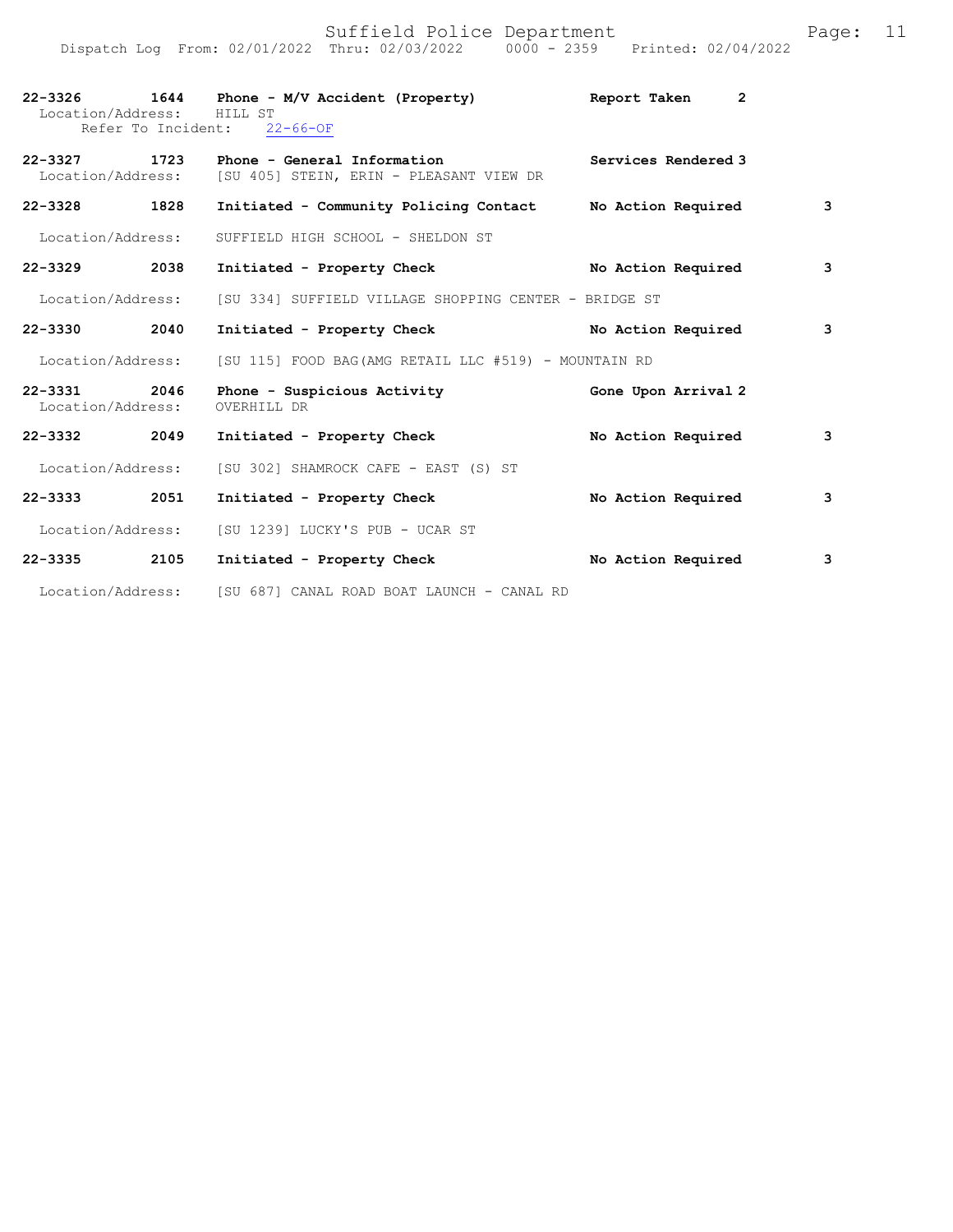**22-3326 1644 Phone - M/V Accident (Property) Report Taken 2**
Location/Address: HILL ST
Refer To Incident: 22-66-OF

**22-3327 1723 Phone - General Information Services Rendered 3**
Location/Address: [SU 405] STEIN, ERIN - PLEASANT VIEW DR

**22-3328 1828 Initiated - Community Policing Contact No Action Required 3**
Location/Address: SUFFIELD HIGH SCHOOL - SHELDON ST

**22-3329 2038 Initiated - Property Check No Action Required 3**
Location/Address: [SU 334] SUFFIELD VILLAGE SHOPPING CENTER - BRIDGE ST

**22-3330 2040 Initiated - Property Check No Action Required 3**
Location/Address: [SU 115] FOOD BAG(AMG RETAIL LLC #519) - MOUNTAIN RD

**22-3331 2046 Phone - Suspicious Activity Gone Upon Arrival 2**
Location/Address: OVERHILL DR

**22-3332 2049 Initiated - Property Check No Action Required 3**
Location/Address: [SU 302] SHAMROCK CAFE - EAST (S) ST

**22-3333 2051 Initiated - Property Check No Action Required 3**
Location/Address: [SU 1239] LUCKY'S PUB - UCAR ST

**22-3335 2105 Initiated - Property Check No Action Required 3**
Location/Address: [SU 687] CANAL ROAD BOAT LAUNCH - CANAL RD